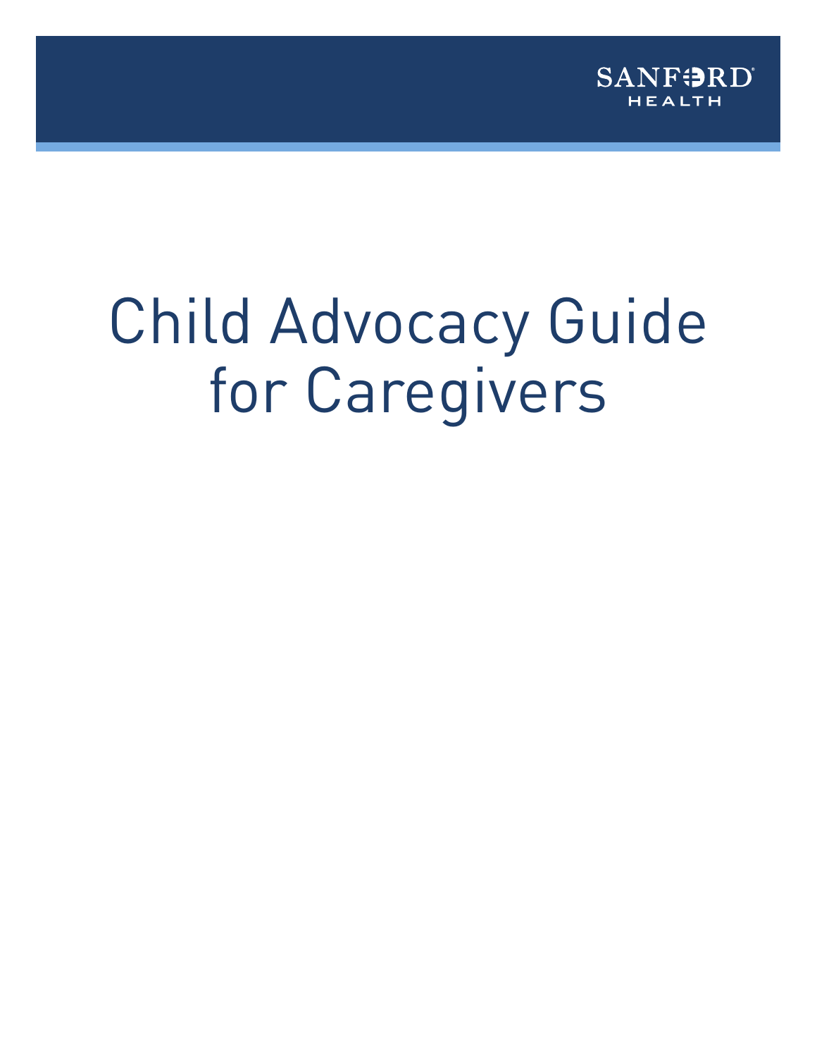SANFORD HEALTH

# Child Advocacy Guide for Caregivers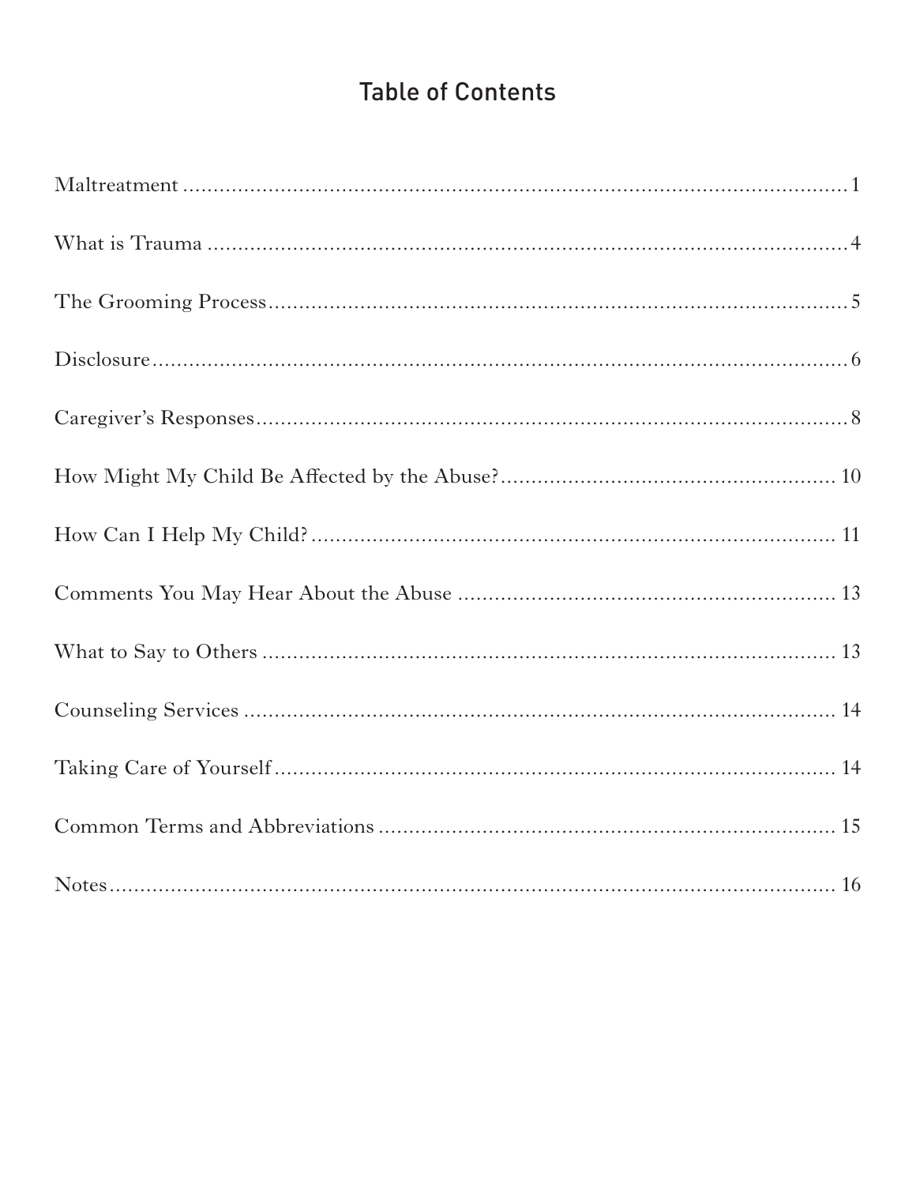# Table of Contents

Maltreatment ........................................................................................................ 1

What is Trauma ..................................................................................................... 4

The Grooming Process ........................................................................................... 5

Disclosure ............................................................................................................. 6

Caregiver's Responses ............................................................................................ 8

How Might My Child Be Affected by the Abuse? .................................................. 10

How Can I Help My Child? .................................................................................. 11

Comments You May Hear About the Abuse ......................................................... 13

What to Say to Others .......................................................................................... 13

Counseling Services ............................................................................................. 14

Taking Care of Yourself ........................................................................................ 14

Common Terms and Abbreviations ...................................................................... 15

Notes ................................................................................................................... 16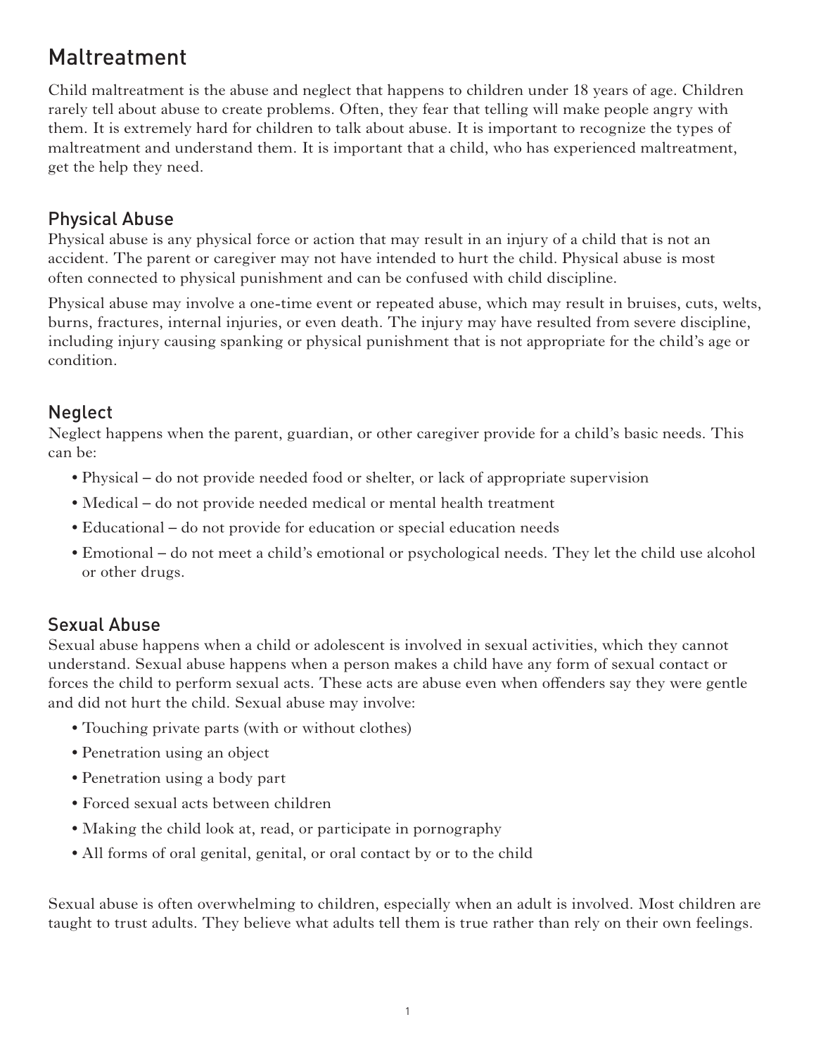# Maltreatment

Child maltreatment is the abuse and neglect that happens to children under 18 years of age. Children rarely tell about abuse to create problems. Often, they fear that telling will make people angry with them. It is extremely hard for children to talk about abuse. It is important to recognize the types of maltreatment and understand them. It is important that a child, who has experienced maltreatment, get the help they need.

## Physical Abuse

Physical abuse is any physical force or action that may result in an injury of a child that is not an accident. The parent or caregiver may not have intended to hurt the child. Physical abuse is most often connected to physical punishment and can be confused with child discipline.

Physical abuse may involve a one-time event or repeated abuse, which may result in bruises, cuts, welts, burns, fractures, internal injuries, or even death. The injury may have resulted from severe discipline, including injury causing spanking or physical punishment that is not appropriate for the child's age or condition.

## Neglect

Neglect happens when the parent, guardian, or other caregiver provide for a child's basic needs. This can be:

- Physical – do not provide needed food or shelter, or lack of appropriate supervision
- Medical – do not provide needed medical or mental health treatment
- Educational – do not provide for education or special education needs
- Emotional – do not meet a child's emotional or psychological needs. They let the child use alcohol or other drugs.

## Sexual Abuse

Sexual abuse happens when a child or adolescent is involved in sexual activities, which they cannot understand. Sexual abuse happens when a person makes a child have any form of sexual contact or forces the child to perform sexual acts. These acts are abuse even when offenders say they were gentle and did not hurt the child. Sexual abuse may involve:

- Touching private parts (with or without clothes)
- Penetration using an object
- Penetration using a body part
- Forced sexual acts between children
- Making the child look at, read, or participate in pornography
- All forms of oral genital, genital, or oral contact by or to the child

Sexual abuse is often overwhelming to children, especially when an adult is involved. Most children are taught to trust adults. They believe what adults tell them is true rather than rely on their own feelings.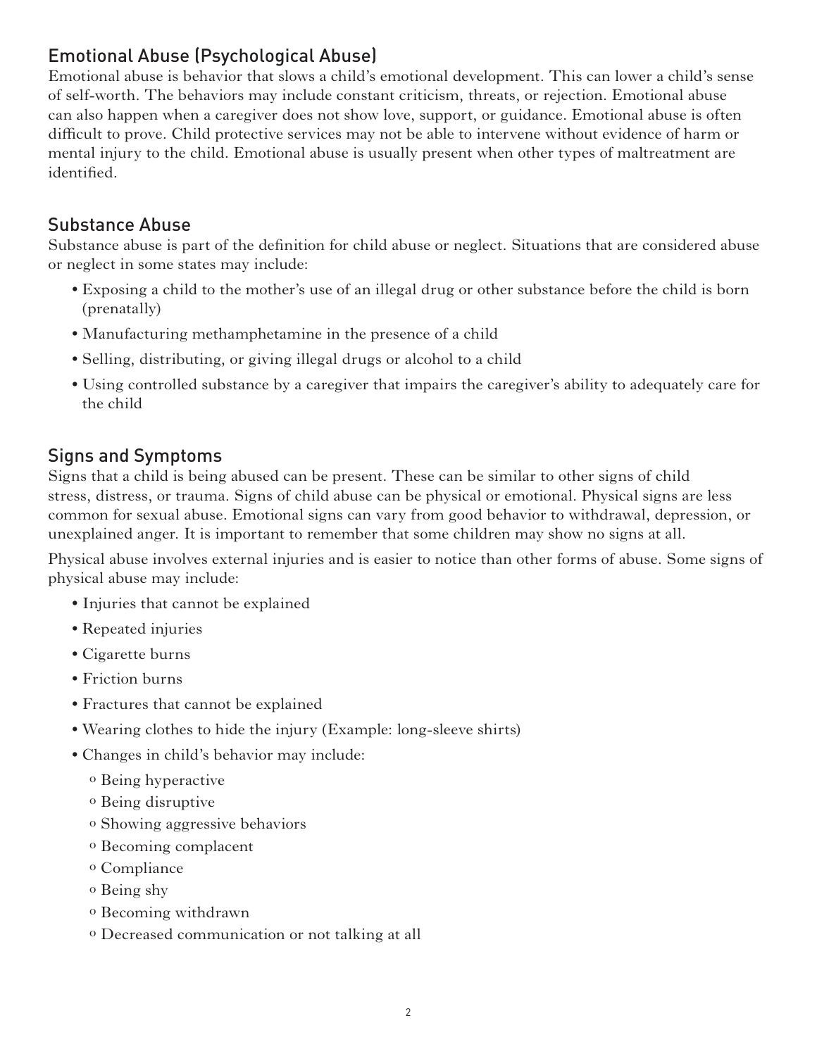## Emotional Abuse (Psychological Abuse)

Emotional abuse is behavior that slows a child's emotional development. This can lower a child's sense of self-worth. The behaviors may include constant criticism, threats, or rejection. Emotional abuse can also happen when a caregiver does not show love, support, or guidance. Emotional abuse is often difficult to prove. Child protective services may not be able to intervene without evidence of harm or mental injury to the child. Emotional abuse is usually present when other types of maltreatment are identified.

## Substance Abuse

Substance abuse is part of the definition for child abuse or neglect. Situations that are considered abuse or neglect in some states may include:

- Exposing a child to the mother's use of an illegal drug or other substance before the child is born (prenatally)
- Manufacturing methamphetamine in the presence of a child
- Selling, distributing, or giving illegal drugs or alcohol to a child
- Using controlled substance by a caregiver that impairs the caregiver's ability to adequately care for the child

## Signs and Symptoms

Signs that a child is being abused can be present. These can be similar to other signs of child stress, distress, or trauma. Signs of child abuse can be physical or emotional. Physical signs are less common for sexual abuse. Emotional signs can vary from good behavior to withdrawal, depression, or unexplained anger. It is important to remember that some children may show no signs at all.

Physical abuse involves external injuries and is easier to notice than other forms of abuse. Some signs of physical abuse may include:

- Injuries that cannot be explained
- Repeated injuries
- Cigarette burns
- Friction burns
- Fractures that cannot be explained
- Wearing clothes to hide the injury (Example: long-sleeve shirts)
- Changes in child's behavior may include:
  - Being hyperactive
  - Being disruptive
  - Showing aggressive behaviors
  - Becoming complacent
  - Compliance
  - Being shy
  - Becoming withdrawn
  - Decreased communication or not talking at all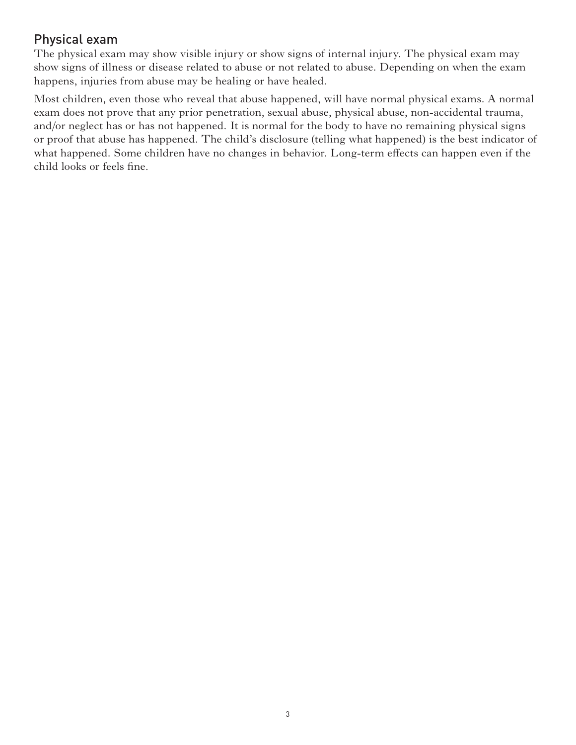## Physical exam

The physical exam may show visible injury or show signs of internal injury. The physical exam may show signs of illness or disease related to abuse or not related to abuse. Depending on when the exam happens, injuries from abuse may be healing or have healed.

Most children, even those who reveal that abuse happened, will have normal physical exams. A normal exam does not prove that any prior penetration, sexual abuse, physical abuse, non-accidental trauma, and/or neglect has or has not happened. It is normal for the body to have no remaining physical signs or proof that abuse has happened. The child's disclosure (telling what happened) is the best indicator of what happened. Some children have no changes in behavior. Long-term effects can happen even if the child looks or feels fine.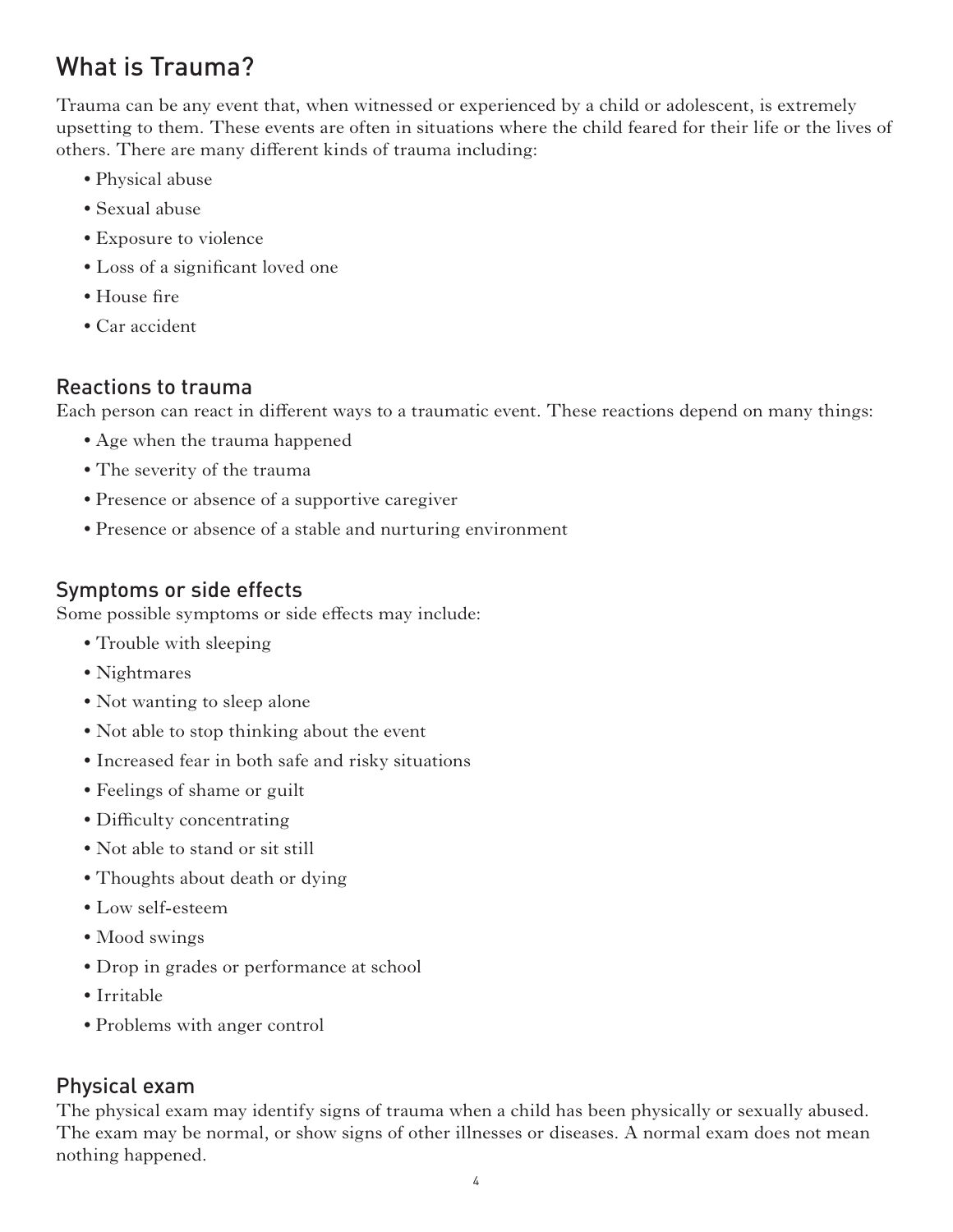## What is Trauma?

Trauma can be any event that, when witnessed or experienced by a child or adolescent, is extremely upsetting to them. These events are often in situations where the child feared for their life or the lives of others. There are many different kinds of trauma including:

- Physical abuse
- Sexual abuse
- Exposure to violence
- Loss of a significant loved one
- House fire
- Car accident

### Reactions to trauma

Each person can react in different ways to a traumatic event. These reactions depend on many things:

- Age when the trauma happened
- The severity of the trauma
- Presence or absence of a supportive caregiver
- Presence or absence of a stable and nurturing environment

### Symptoms or side effects

Some possible symptoms or side effects may include:

- Trouble with sleeping
- Nightmares
- Not wanting to sleep alone
- Not able to stop thinking about the event
- Increased fear in both safe and risky situations
- Feelings of shame or guilt
- Difficulty concentrating
- Not able to stand or sit still
- Thoughts about death or dying
- Low self-esteem
- Mood swings
- Drop in grades or performance at school
- Irritable
- Problems with anger control

### Physical exam

The physical exam may identify signs of trauma when a child has been physically or sexually abused. The exam may be normal, or show signs of other illnesses or diseases. A normal exam does not mean nothing happened.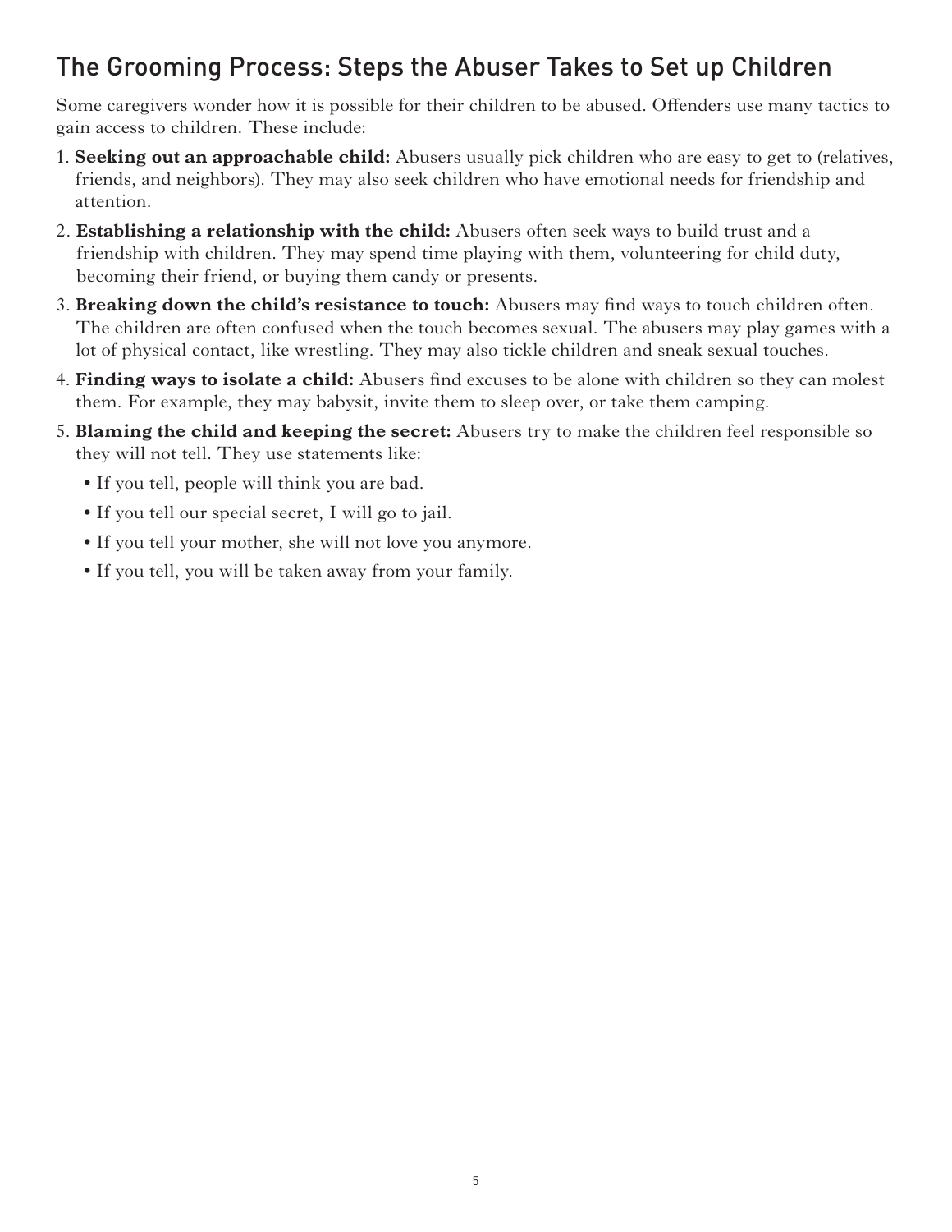## The Grooming Process: Steps the Abuser Takes to Set up Children

Some caregivers wonder how it is possible for their children to be abused. Offenders use many tactics to gain access to children. These include:

1. **Seeking out an approachable child:** Abusers usually pick children who are easy to get to (relatives, friends, and neighbors). They may also seek children who have emotional needs for friendship and attention.
2. **Establishing a relationship with the child:** Abusers often seek ways to build trust and a friendship with children. They may spend time playing with them, volunteering for child duty, becoming their friend, or buying them candy or presents.
3. **Breaking down the child's resistance to touch:** Abusers may find ways to touch children often. The children are often confused when the touch becomes sexual. The abusers may play games with a lot of physical contact, like wrestling. They may also tickle children and sneak sexual touches.
4. **Finding ways to isolate a child:** Abusers find excuses to be alone with children so they can molest them. For example, they may babysit, invite them to sleep over, or take them camping.
5. **Blaming the child and keeping the secret:** Abusers try to make the children feel responsible so they will not tell. They use statements like:
   - If you tell, people will think you are bad.
   - If you tell our special secret, I will go to jail.
   - If you tell your mother, she will not love you anymore.
   - If you tell, you will be taken away from your family.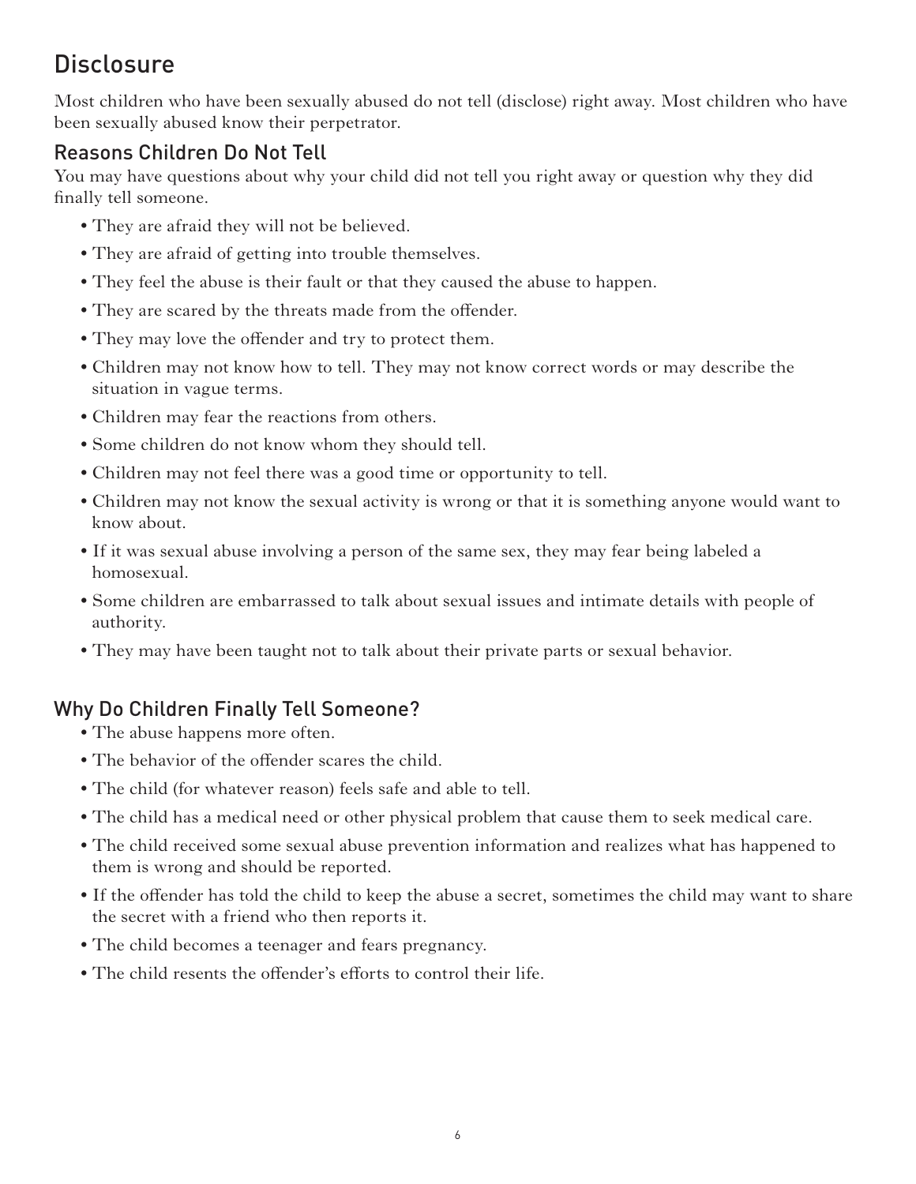# Disclosure

Most children who have been sexually abused do not tell (disclose) right away. Most children who have been sexually abused know their perpetrator.

## Reasons Children Do Not Tell

You may have questions about why your child did not tell you right away or question why they did finally tell someone.

- They are afraid they will not be believed.
- They are afraid of getting into trouble themselves.
- They feel the abuse is their fault or that they caused the abuse to happen.
- They are scared by the threats made from the offender.
- They may love the offender and try to protect them.
- Children may not know how to tell. They may not know correct words or may describe the situation in vague terms.
- Children may fear the reactions from others.
- Some children do not know whom they should tell.
- Children may not feel there was a good time or opportunity to tell.
- Children may not know the sexual activity is wrong or that it is something anyone would want to know about.
- If it was sexual abuse involving a person of the same sex, they may fear being labeled a homosexual.
- Some children are embarrassed to talk about sexual issues and intimate details with people of authority.
- They may have been taught not to talk about their private parts or sexual behavior.

## Why Do Children Finally Tell Someone?

- The abuse happens more often.
- The behavior of the offender scares the child.
- The child (for whatever reason) feels safe and able to tell.
- The child has a medical need or other physical problem that cause them to seek medical care.
- The child received some sexual abuse prevention information and realizes what has happened to them is wrong and should be reported.
- If the offender has told the child to keep the abuse a secret, sometimes the child may want to share the secret with a friend who then reports it.
- The child becomes a teenager and fears pregnancy.
- The child resents the offender's efforts to control their life.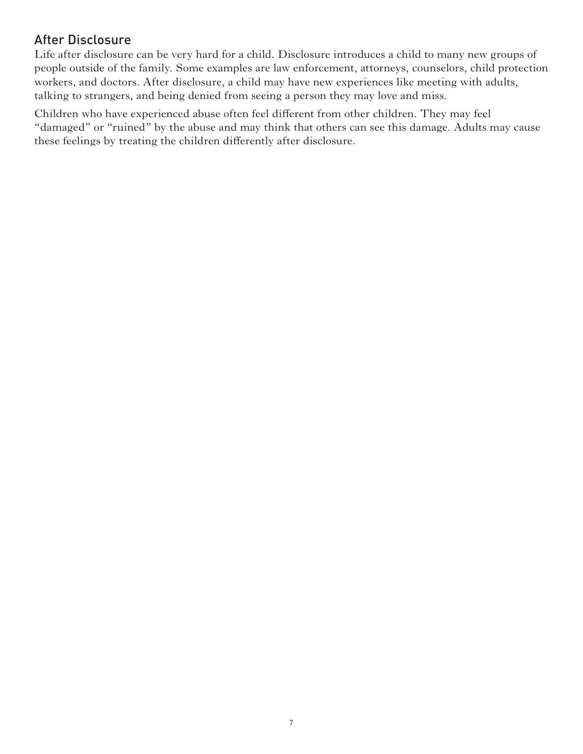## After Disclosure

Life after disclosure can be very hard for a child. Disclosure introduces a child to many new groups of people outside of the family. Some examples are law enforcement, attorneys, counselors, child protection workers, and doctors. After disclosure, a child may have new experiences like meeting with adults, talking to strangers, and being denied from seeing a person they may love and miss.

Children who have experienced abuse often feel different from other children. They may feel "damaged" or "ruined" by the abuse and may think that others can see this damage. Adults may cause these feelings by treating the children differently after disclosure.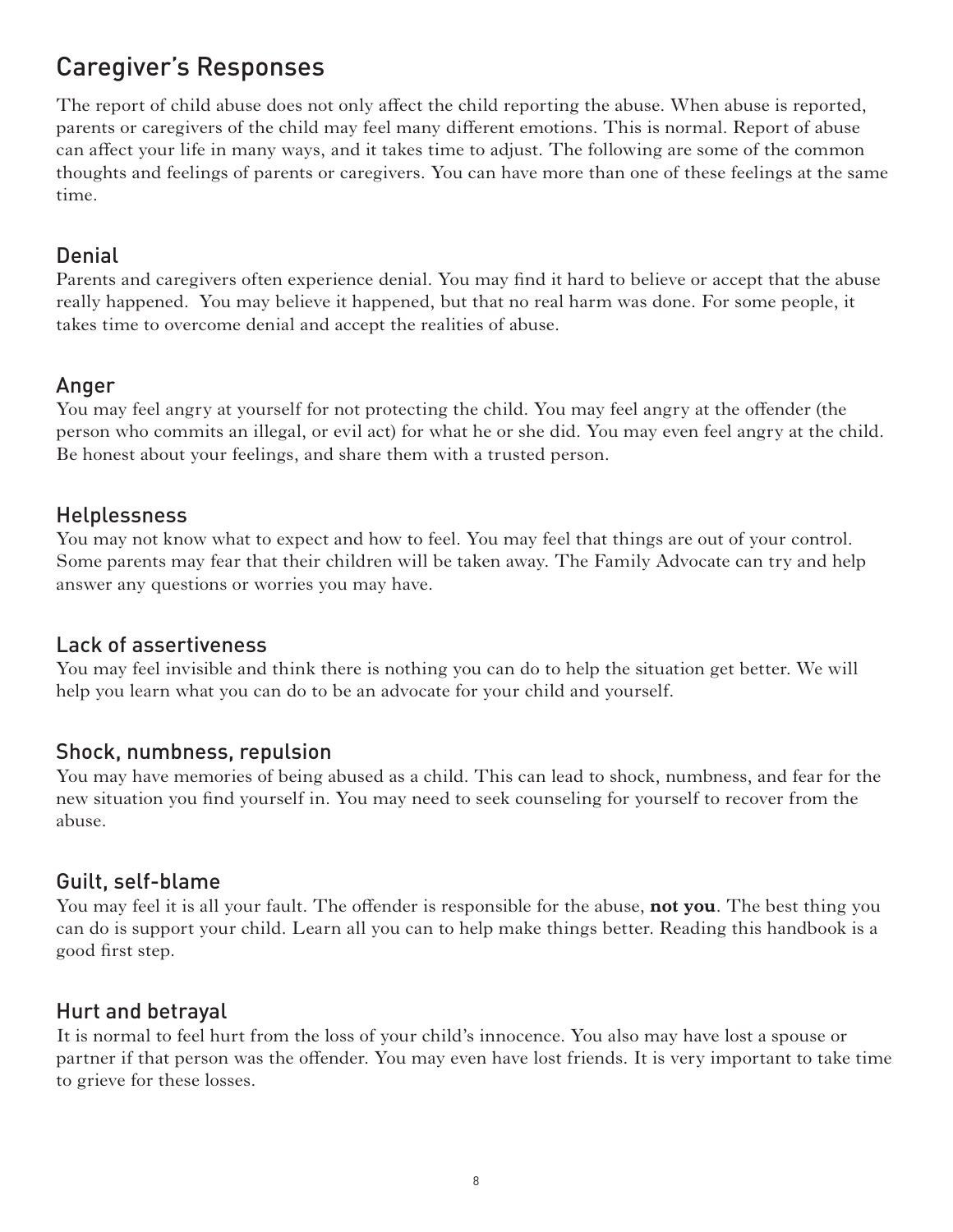## Caregiver's Responses

The report of child abuse does not only affect the child reporting the abuse. When abuse is reported, parents or caregivers of the child may feel many different emotions. This is normal. Report of abuse can affect your life in many ways, and it takes time to adjust. The following are some of the common thoughts and feelings of parents or caregivers. You can have more than one of these feelings at the same time.

### Denial

Parents and caregivers often experience denial. You may find it hard to believe or accept that the abuse really happened. You may believe it happened, but that no real harm was done. For some people, it takes time to overcome denial and accept the realities of abuse.

### Anger

You may feel angry at yourself for not protecting the child. You may feel angry at the offender (the person who commits an illegal, or evil act) for what he or she did. You may even feel angry at the child. Be honest about your feelings, and share them with a trusted person.

### Helplessness

You may not know what to expect and how to feel. You may feel that things are out of your control. Some parents may fear that their children will be taken away. The Family Advocate can try and help answer any questions or worries you may have.

### Lack of assertiveness

You may feel invisible and think there is nothing you can do to help the situation get better. We will help you learn what you can do to be an advocate for your child and yourself.

### Shock, numbness, repulsion

You may have memories of being abused as a child. This can lead to shock, numbness, and fear for the new situation you find yourself in. You may need to seek counseling for yourself to recover from the abuse.

### Guilt, self-blame

You may feel it is all your fault. The offender is responsible for the abuse, **not you**. The best thing you can do is support your child. Learn all you can to help make things better. Reading this handbook is a good first step.

### Hurt and betrayal

It is normal to feel hurt from the loss of your child's innocence. You also may have lost a spouse or partner if that person was the offender. You may even have lost friends. It is very important to take time to grieve for these losses.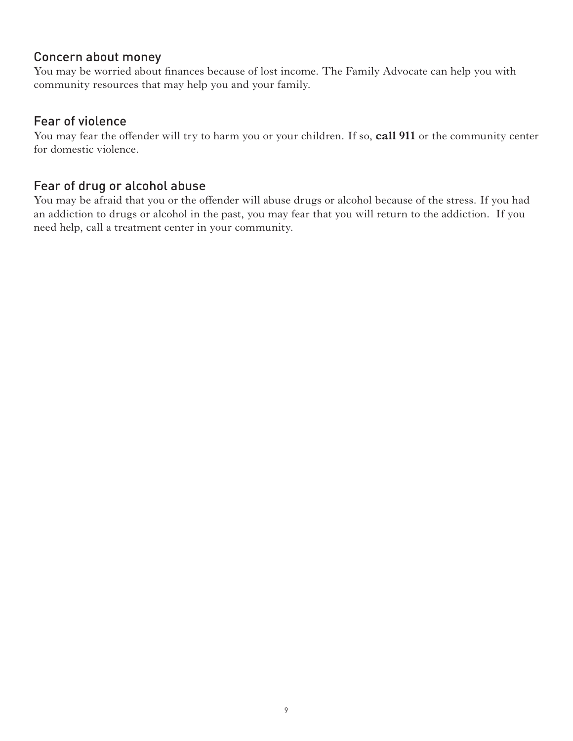### Concern about money

You may be worried about finances because of lost income. The Family Advocate can help you with community resources that may help you and your family.

### Fear of violence

You may fear the offender will try to harm you or your children. If so, **call 911** or the community center for domestic violence.

### Fear of drug or alcohol abuse

You may be afraid that you or the offender will abuse drugs or alcohol because of the stress. If you had an addiction to drugs or alcohol in the past, you may fear that you will return to the addiction. If you need help, call a treatment center in your community.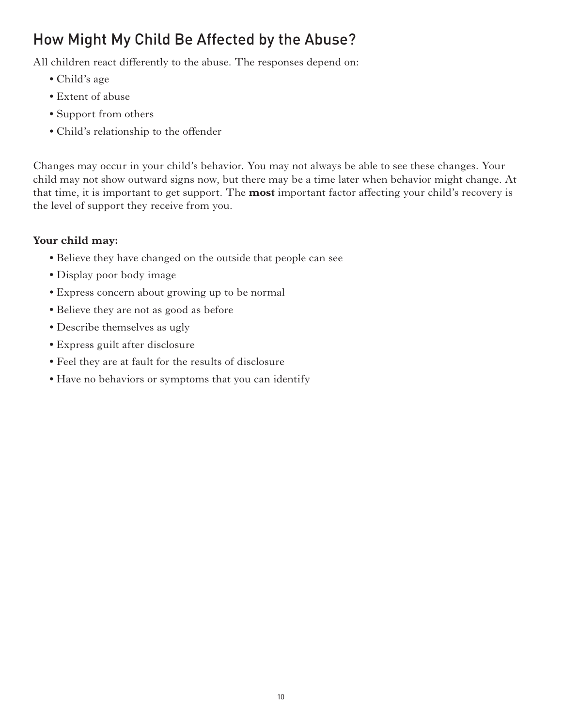## How Might My Child Be Affected by the Abuse?

All children react differently to the abuse. The responses depend on:

- Child's age
- Extent of abuse
- Support from others
- Child's relationship to the offender

Changes may occur in your child's behavior. You may not always be able to see these changes. Your child may not show outward signs now, but there may be a time later when behavior might change. At that time, it is important to get support. The **most** important factor affecting your child's recovery is the level of support they receive from you.

**Your child may:**

- Believe they have changed on the outside that people can see
- Display poor body image
- Express concern about growing up to be normal
- Believe they are not as good as before
- Describe themselves as ugly
- Express guilt after disclosure
- Feel they are at fault for the results of disclosure
- Have no behaviors or symptoms that you can identify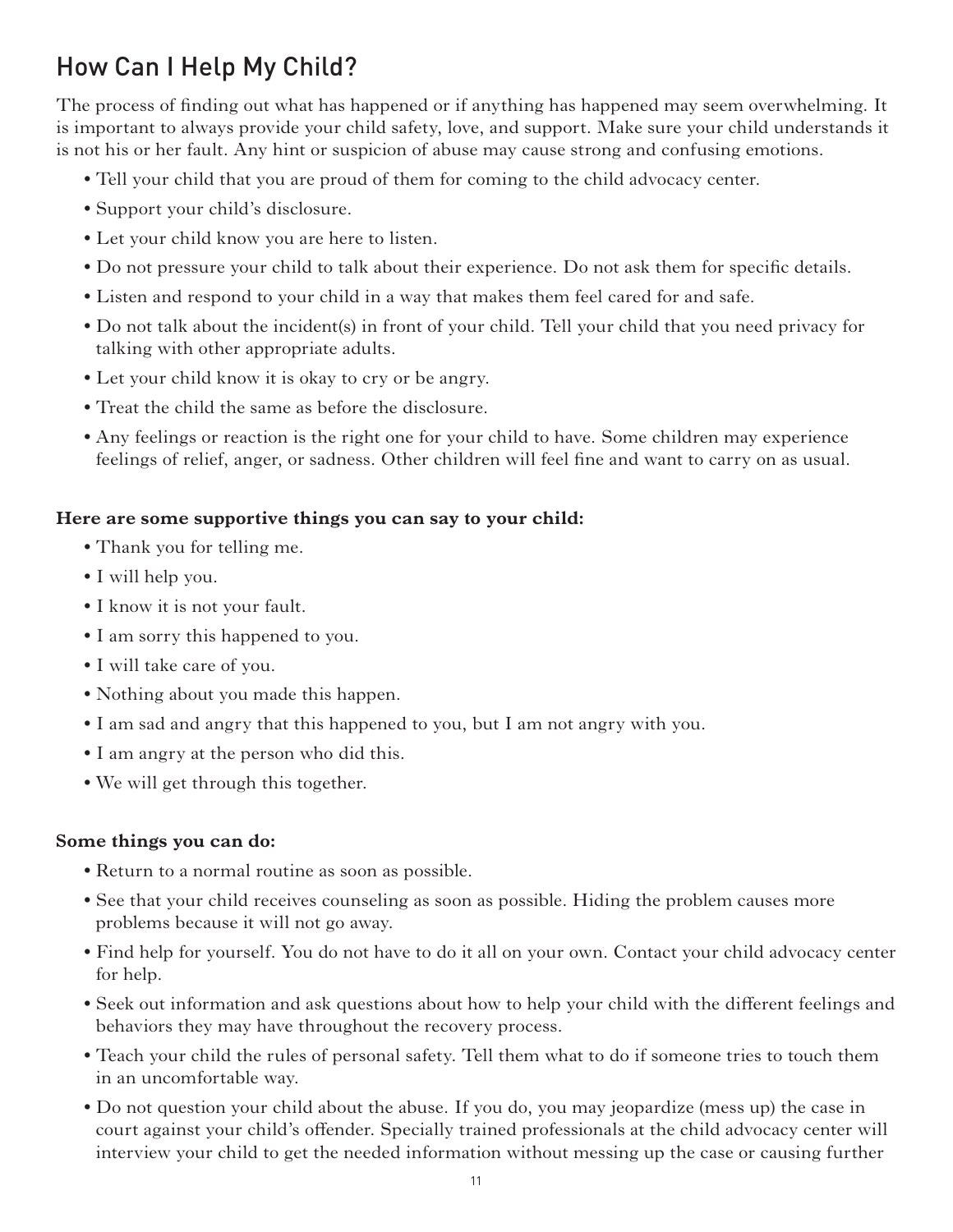## How Can I Help My Child?

The process of finding out what has happened or if anything has happened may seem overwhelming. It is important to always provide your child safety, love, and support. Make sure your child understands it is not his or her fault. Any hint or suspicion of abuse may cause strong and confusing emotions.

- Tell your child that you are proud of them for coming to the child advocacy center.
- Support your child's disclosure.
- Let your child know you are here to listen.
- Do not pressure your child to talk about their experience. Do not ask them for specific details.
- Listen and respond to your child in a way that makes them feel cared for and safe.
- Do not talk about the incident(s) in front of your child. Tell your child that you need privacy for talking with other appropriate adults.
- Let your child know it is okay to cry or be angry.
- Treat the child the same as before the disclosure.
- Any feelings or reaction is the right one for your child to have. Some children may experience feelings of relief, anger, or sadness. Other children will feel fine and want to carry on as usual.

**Here are some supportive things you can say to your child:**

- Thank you for telling me.
- I will help you.
- I know it is not your fault.
- I am sorry this happened to you.
- I will take care of you.
- Nothing about you made this happen.
- I am sad and angry that this happened to you, but I am not angry with you.
- I am angry at the person who did this.
- We will get through this together.

**Some things you can do:**

- Return to a normal routine as soon as possible.
- See that your child receives counseling as soon as possible. Hiding the problem causes more problems because it will not go away.
- Find help for yourself. You do not have to do it all on your own. Contact your child advocacy center for help.
- Seek out information and ask questions about how to help your child with the different feelings and behaviors they may have throughout the recovery process.
- Teach your child the rules of personal safety. Tell them what to do if someone tries to touch them in an uncomfortable way.
- Do not question your child about the abuse. If you do, you may jeopardize (mess up) the case in court against your child's offender. Specially trained professionals at the child advocacy center will interview your child to get the needed information without messing up the case or causing further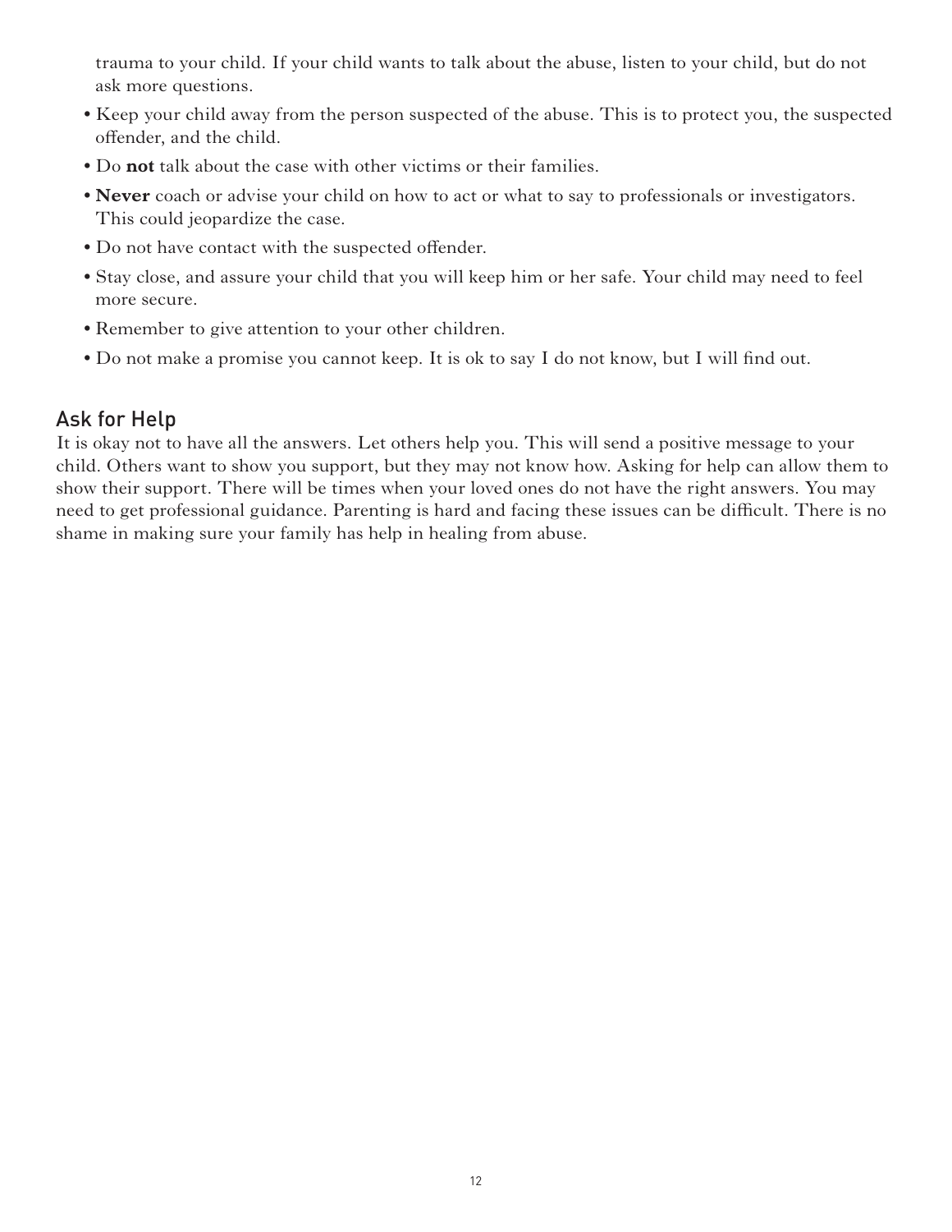trauma to your child. If your child wants to talk about the abuse, listen to your child, but do not ask more questions.

- Keep your child away from the person suspected of the abuse. This is to protect you, the suspected offender, and the child.
- Do **not** talk about the case with other victims or their families.
- **Never** coach or advise your child on how to act or what to say to professionals or investigators. This could jeopardize the case.
- Do not have contact with the suspected offender.
- Stay close, and assure your child that you will keep him or her safe. Your child may need to feel more secure.
- Remember to give attention to your other children.
- Do not make a promise you cannot keep. It is ok to say I do not know, but I will find out.

## Ask for Help

It is okay not to have all the answers. Let others help you. This will send a positive message to your child. Others want to show you support, but they may not know how. Asking for help can allow them to show their support. There will be times when your loved ones do not have the right answers. You may need to get professional guidance. Parenting is hard and facing these issues can be difficult. There is no shame in making sure your family has help in healing from abuse.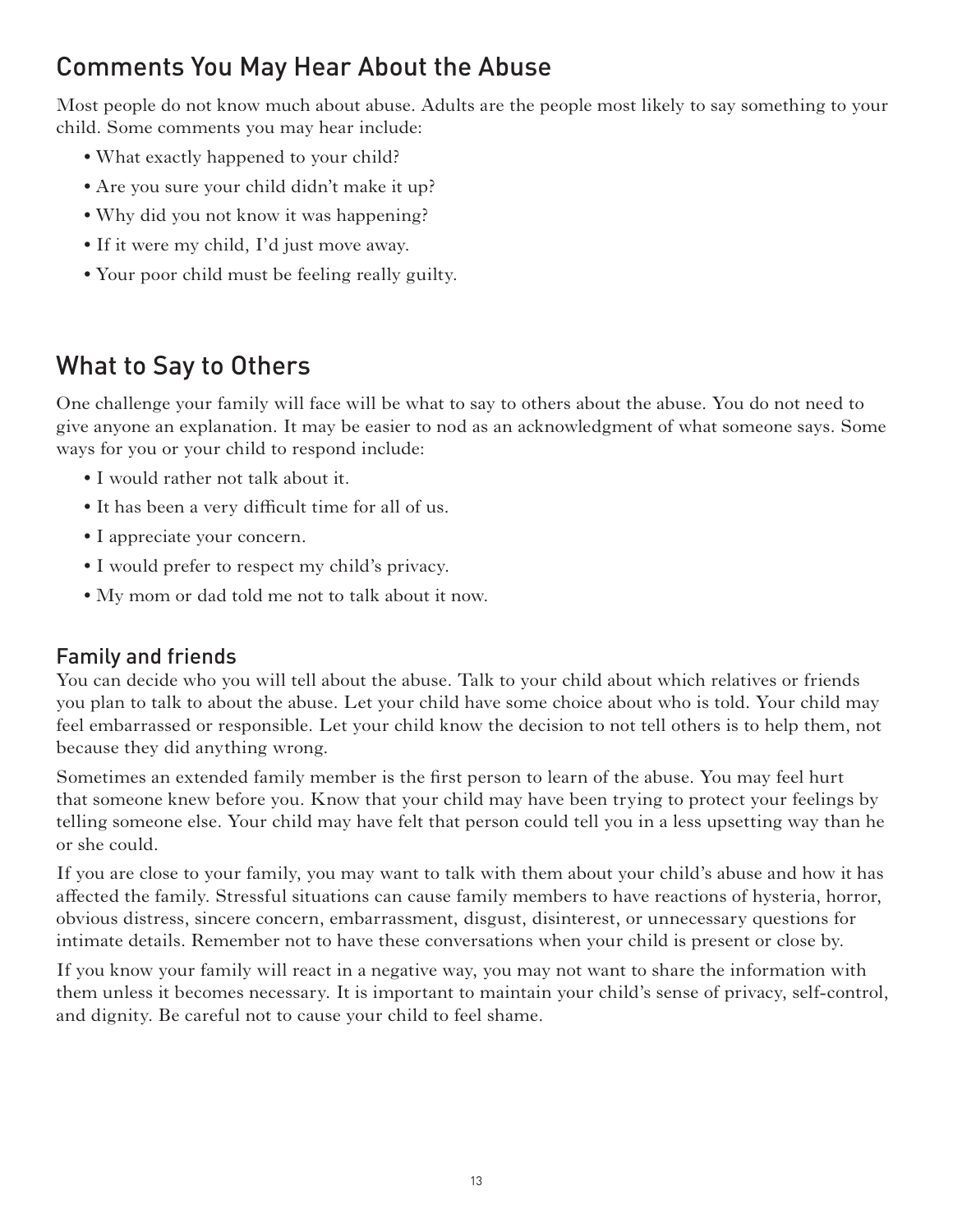## Comments You May Hear About the Abuse

Most people do not know much about abuse. Adults are the people most likely to say something to your child. Some comments you may hear include:

- What exactly happened to your child?
- Are you sure your child didn't make it up?
- Why did you not know it was happening?
- If it were my child, I'd just move away.
- Your poor child must be feeling really guilty.

## What to Say to Others

One challenge your family will face will be what to say to others about the abuse. You do not need to give anyone an explanation. It may be easier to nod as an acknowledgment of what someone says. Some ways for you or your child to respond include:

- I would rather not talk about it.
- It has been a very difficult time for all of us.
- I appreciate your concern.
- I would prefer to respect my child's privacy.
- My mom or dad told me not to talk about it now.

### Family and friends

You can decide who you will tell about the abuse. Talk to your child about which relatives or friends you plan to talk to about the abuse. Let your child have some choice about who is told. Your child may feel embarrassed or responsible. Let your child know the decision to not tell others is to help them, not because they did anything wrong.

Sometimes an extended family member is the first person to learn of the abuse. You may feel hurt that someone knew before you. Know that your child may have been trying to protect your feelings by telling someone else. Your child may have felt that person could tell you in a less upsetting way than he or she could.

If you are close to your family, you may want to talk with them about your child's abuse and how it has affected the family. Stressful situations can cause family members to have reactions of hysteria, horror, obvious distress, sincere concern, embarrassment, disgust, disinterest, or unnecessary questions for intimate details. Remember not to have these conversations when your child is present or close by.

If you know your family will react in a negative way, you may not want to share the information with them unless it becomes necessary. It is important to maintain your child's sense of privacy, self-control, and dignity. Be careful not to cause your child to feel shame.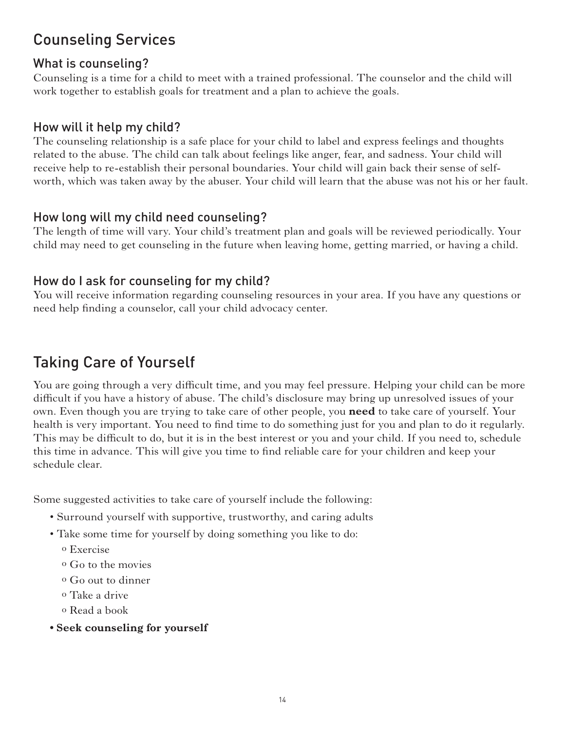# Counseling Services

## What is counseling?

Counseling is a time for a child to meet with a trained professional. The counselor and the child will work together to establish goals for treatment and a plan to achieve the goals.

## How will it help my child?

The counseling relationship is a safe place for your child to label and express feelings and thoughts related to the abuse. The child can talk about feelings like anger, fear, and sadness. Your child will receive help to re-establish their personal boundaries. Your child will gain back their sense of self-worth, which was taken away by the abuser. Your child will learn that the abuse was not his or her fault.

## How long will my child need counseling?

The length of time will vary. Your child's treatment plan and goals will be reviewed periodically. Your child may need to get counseling in the future when leaving home, getting married, or having a child.

## How do I ask for counseling for my child?

You will receive information regarding counseling resources in your area. If you have any questions or need help finding a counselor, call your child advocacy center.

# Taking Care of Yourself

You are going through a very difficult time, and you may feel pressure. Helping your child can be more difficult if you have a history of abuse. The child's disclosure may bring up unresolved issues of your own. Even though you are trying to take care of other people, you **need** to take care of yourself. Your health is very important. You need to find time to do something just for you and plan to do it regularly. This may be difficult to do, but it is in the best interest or you and your child. If you need to, schedule this time in advance. This will give you time to find reliable care for your children and keep your schedule clear.

Some suggested activities to take care of yourself include the following:

- Surround yourself with supportive, trustworthy, and caring adults
- Take some time for yourself by doing something you like to do:
  - Exercise
  - Go to the movies
  - Go out to dinner
  - Take a drive
  - Read a book
- **Seek counseling for yourself**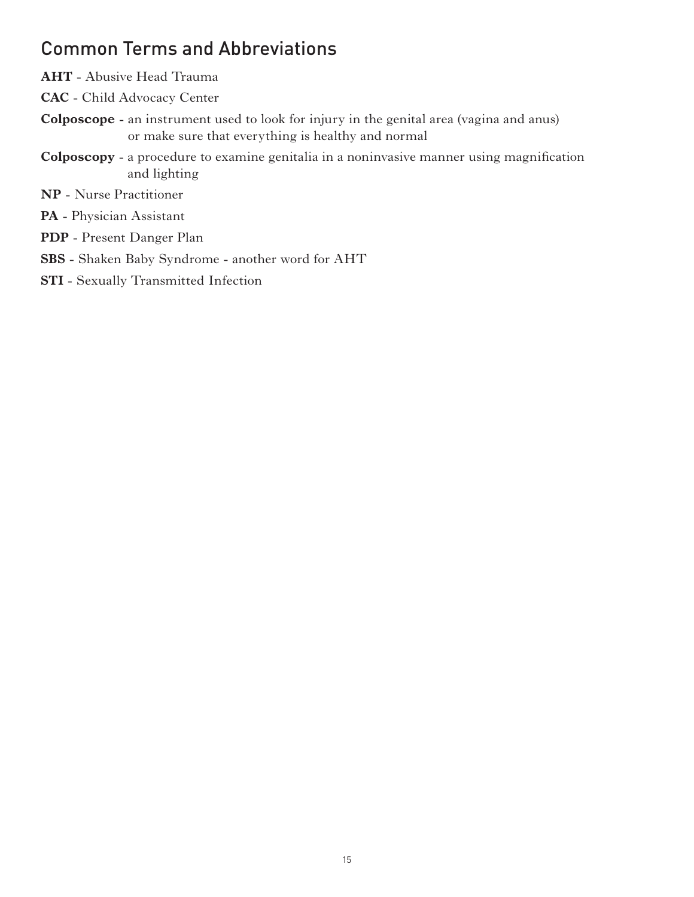## Common Terms and Abbreviations

**AHT** - Abusive Head Trauma

**CAC** - Child Advocacy Center

**Colposcope** - an instrument used to look for injury in the genital area (vagina and anus) or make sure that everything is healthy and normal

**Colposcopy** - a procedure to examine genitalia in a noninvasive manner using magnification and lighting

**NP** - Nurse Practitioner

**PA** - Physician Assistant

**PDP** - Present Danger Plan

**SBS** - Shaken Baby Syndrome - another word for AHT

**STI** - Sexually Transmitted Infection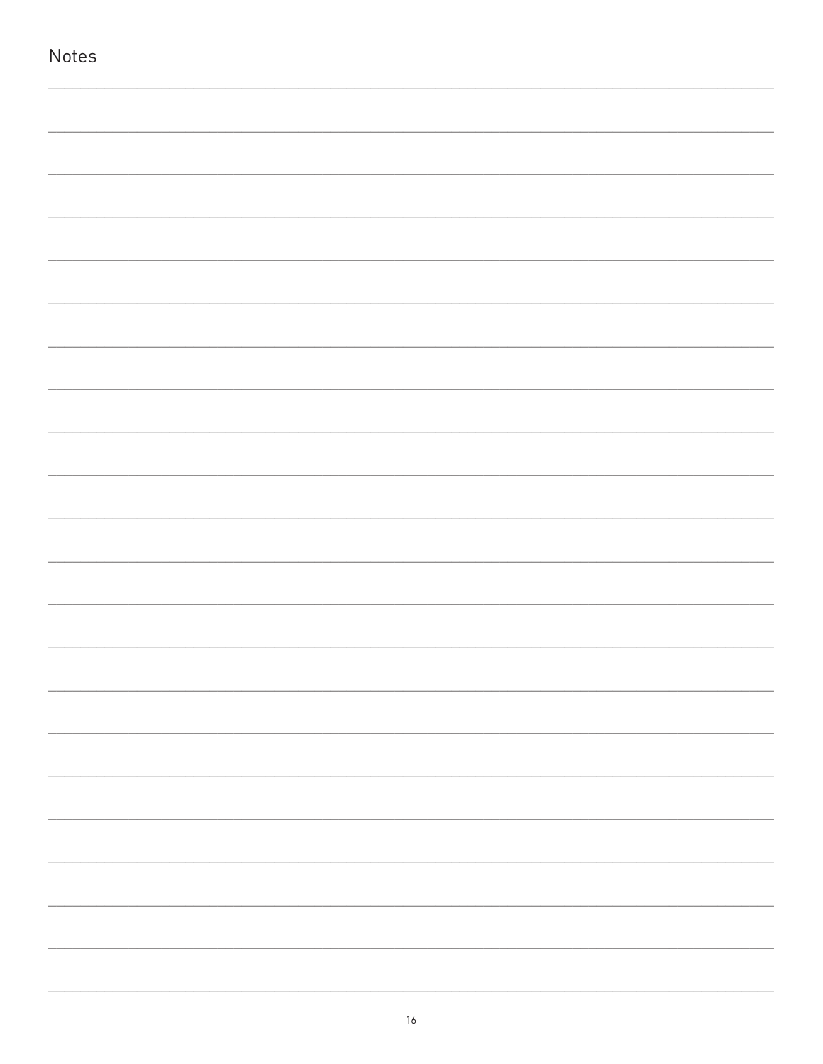Notes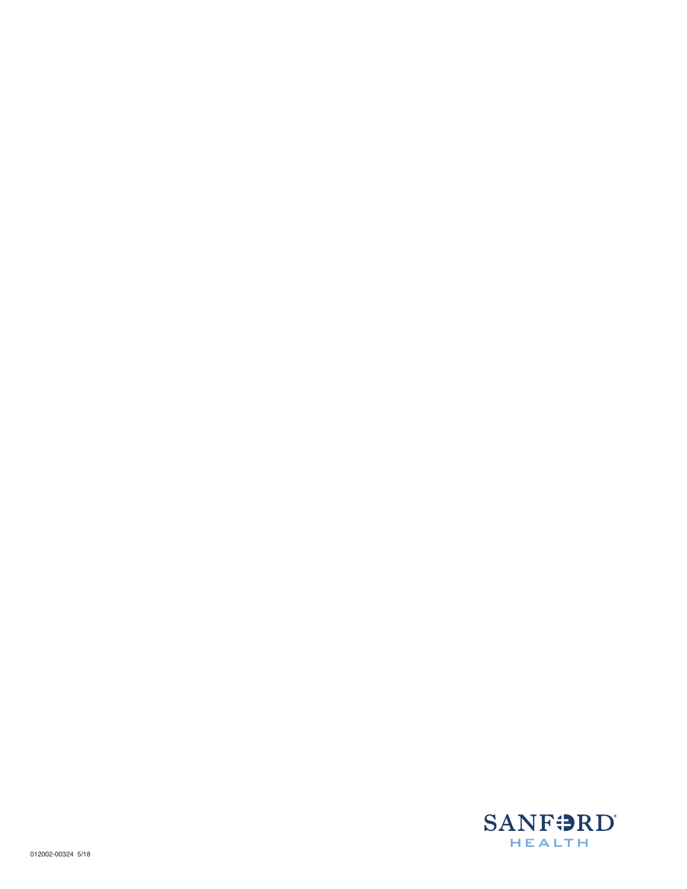SANFORD®
HEALTH

012002-00324 5/18